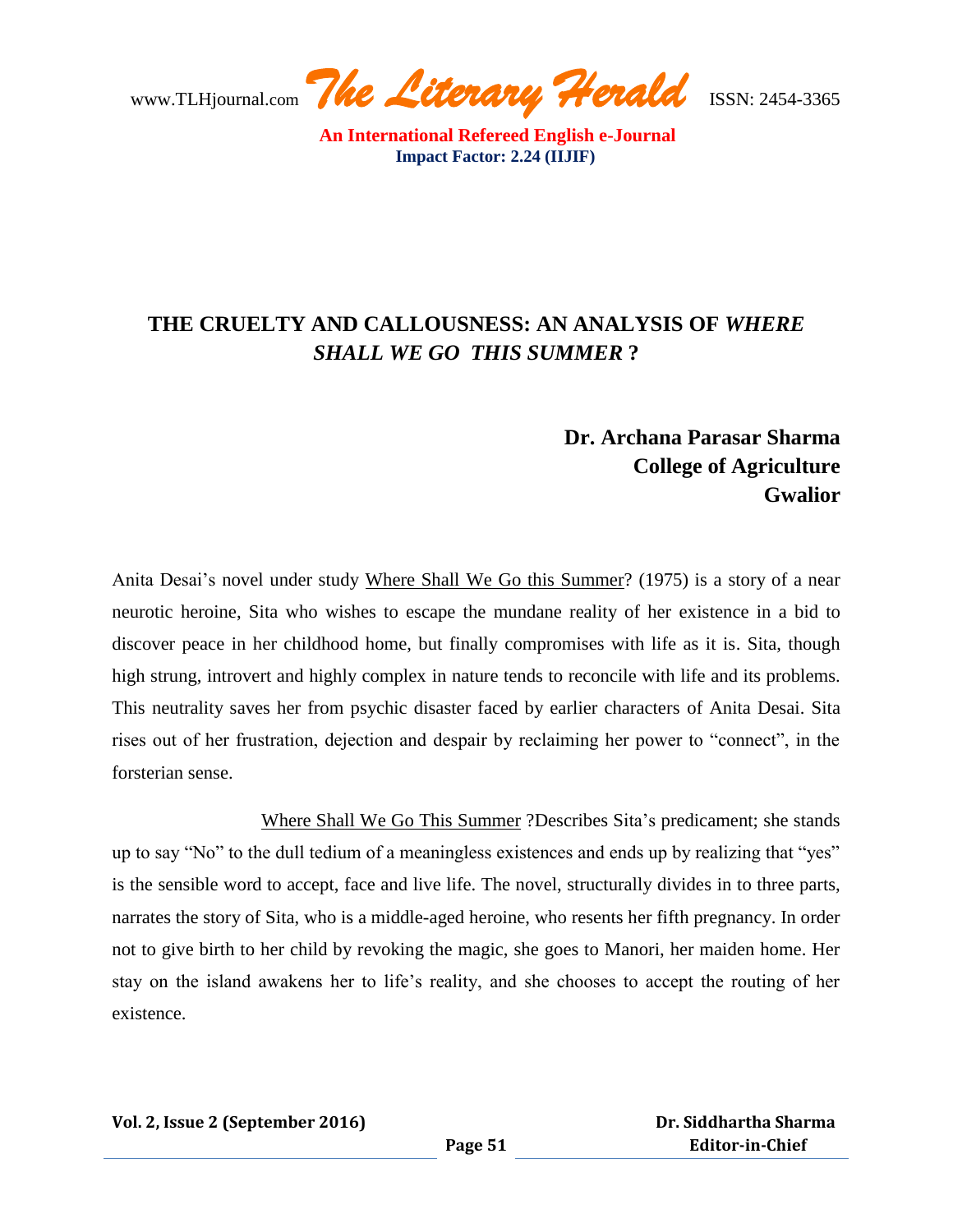# THE CRUELTY AND CALLOUSNESS: AN ANALYSIS OF *WHERE SHALL WE GO THIS SUMMER* ?

**Dr. Archana Parasar Sharma**
**College of Agriculture**
**Gwalior**

Anita Desai's novel under study Where Shall We Go this Summer? (1975) is a story of a near neurotic heroine, Sita who wishes to escape the mundane reality of her existence in a bid to discover peace in her childhood home, but finally compromises with life as it is. Sita, though high strung, introvert and highly complex in nature tends to reconcile with life and its problems. This neutrality saves her from psychic disaster faced by earlier characters of Anita Desai. Sita rises out of her frustration, dejection and despair by reclaiming her power to "connect", in the forsterian sense.

Where Shall We Go This Summer ?Describes Sita's predicament; she stands up to say "No" to the dull tedium of a meaningless existences and ends up by realizing that "yes" is the sensible word to accept, face and live life. The novel, structurally divides in to three parts, narrates the story of Sita, who is a middle-aged heroine, who resents her fifth pregnancy. In order not to give birth to her child by revoking the magic, she goes to Manori, her maiden home. Her stay on the island awakens her to life's reality, and she chooses to accept the routing of her existence.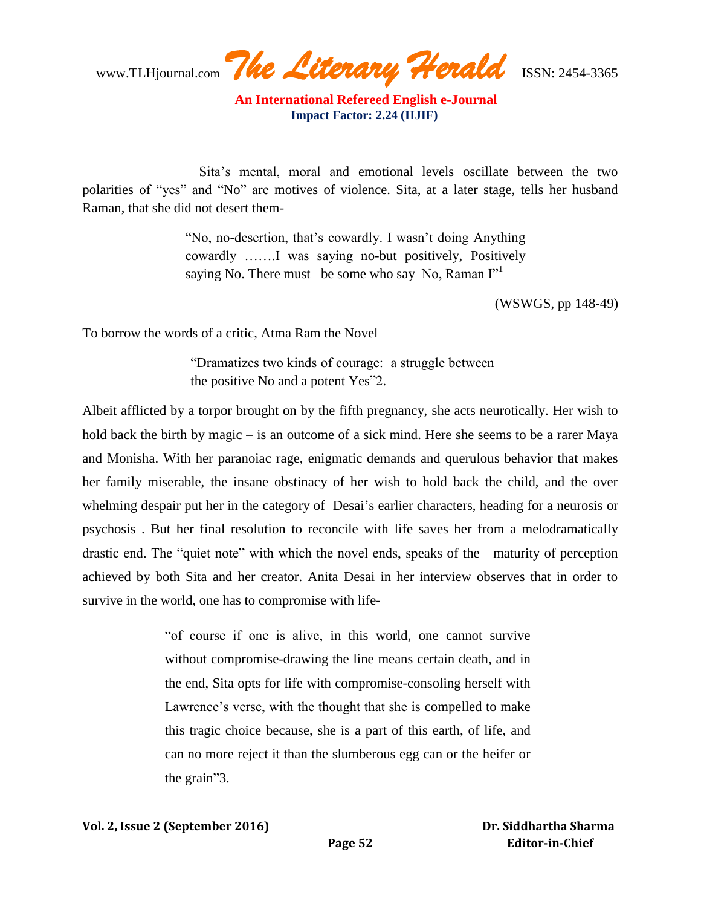Sita's mental, moral and emotional levels oscillate between the two polarities of "yes" and "No" are motives of violence. Sita, at a later stage, tells her husband Raman, that she did not desert them-

> "No, no-desertion, that's cowardly. I wasn't doing Anything cowardly …….I was saying no-but positively, Positively saying No. There must be some who say No, Raman I"[1]

(WSWGS, pp 148-49)

To borrow the words of a critic, Atma Ram the Novel –

> "Dramatizes two kinds of courage: a struggle between the positive No and a potent Yes"2.

Albeit afflicted by a torpor brought on by the fifth pregnancy, she acts neurotically. Her wish to hold back the birth by magic – is an outcome of a sick mind. Here she seems to be a rarer Maya and Monisha. With her paranoiac rage, enigmatic demands and querulous behavior that makes her family miserable, the insane obstinacy of her wish to hold back the child, and the over whelming despair put her in the category of Desai's earlier characters, heading for a neurosis or psychosis . But her final resolution to reconcile with life saves her from a melodramatically drastic end. The "quiet note" with which the novel ends, speaks of the maturity of perception achieved by both Sita and her creator. Anita Desai in her interview observes that in order to survive in the world, one has to compromise with life-

> "of course if one is alive, in this world, one cannot survive without compromise-drawing the line means certain death, and in the end, Sita opts for life with compromise-consoling herself with Lawrence's verse, with the thought that she is compelled to make this tragic choice because, she is a part of this earth, of life, and can no more reject it than the slumberous egg can or the heifer or the grain"3.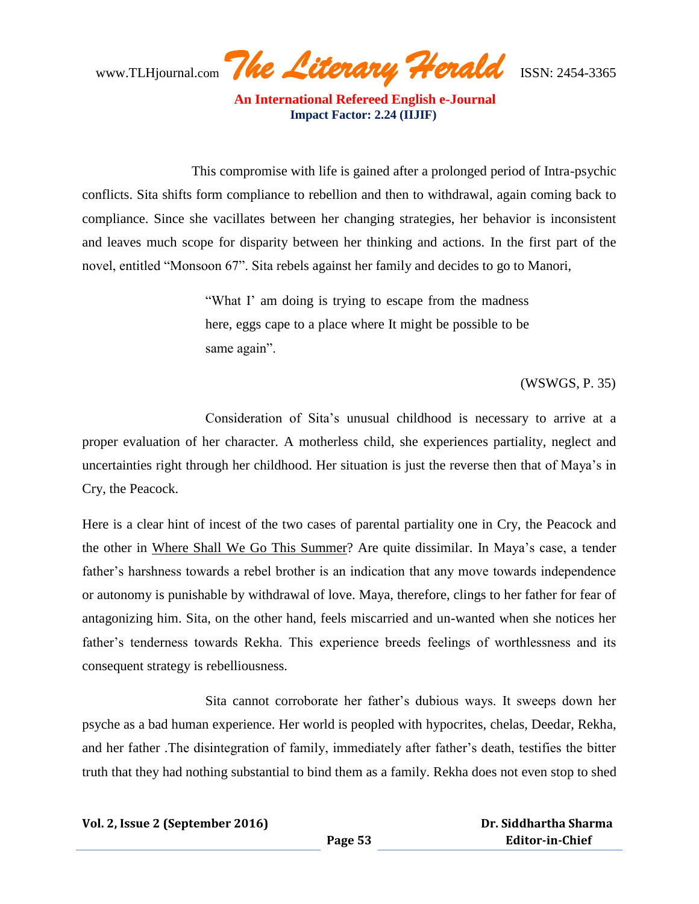This compromise with life is gained after a prolonged period of Intra-psychic conflicts. Sita shifts form compliance to rebellion and then to withdrawal, again coming back to compliance. Since she vacillates between her changing strategies, her behavior is inconsistent and leaves much scope for disparity between her thinking and actions. In the first part of the novel, entitled "Monsoon 67". Sita rebels against her family and decides to go to Manori,

> "What I' am doing is trying to escape from the madness here, eggs cape to a place where It might be possible to be same again".

(WSWGS, P. 35)

Consideration of Sita's unusual childhood is necessary to arrive at a proper evaluation of her character. A motherless child, she experiences partiality, neglect and uncertainties right through her childhood. Her situation is just the reverse then that of Maya's in Cry, the Peacock.

Here is a clear hint of incest of the two cases of parental partiality one in Cry, the Peacock and the other in Where Shall We Go This Summer? Are quite dissimilar. In Maya's case, a tender father's harshness towards a rebel brother is an indication that any move towards independence or autonomy is punishable by withdrawal of love. Maya, therefore, clings to her father for fear of antagonizing him. Sita, on the other hand, feels miscarried and un-wanted when she notices her father's tenderness towards Rekha. This experience breeds feelings of worthlessness and its consequent strategy is rebelliousness.

Sita cannot corroborate her father's dubious ways. It sweeps down her psyche as a bad human experience. Her world is peopled with hypocrites, chelas, Deedar, Rekha, and her father .The disintegration of family, immediately after father's death, testifies the bitter truth that they had nothing substantial to bind them as a family. Rekha does not even stop to shed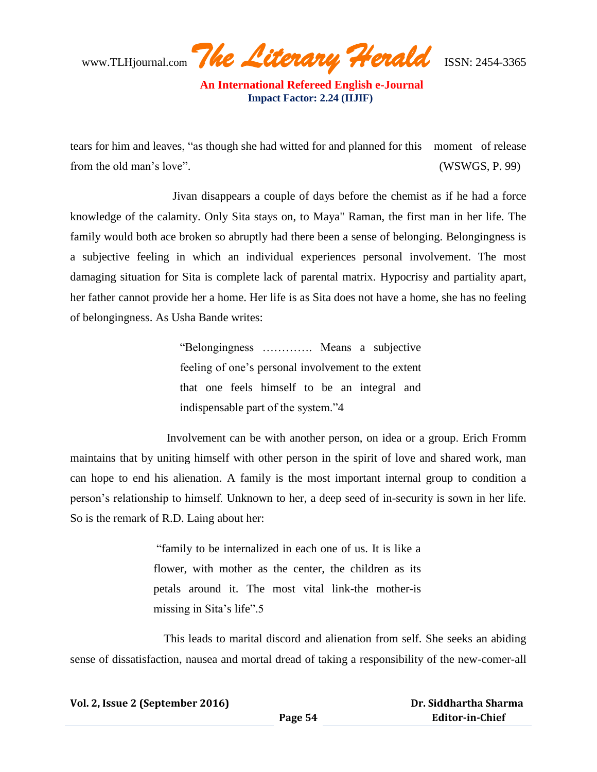tears for him and leaves, "as though she had witted for and planned for this moment of release from the old man's love". (WSWGS, P. 99)

Jivan disappears a couple of days before the chemist as if he had a force knowledge of the calamity. Only Sita stays on, to Maya" Raman, the first man in her life. The family would both ace broken so abruptly had there been a sense of belonging. Belongingness is a subjective feeling in which an individual experiences personal involvement. The most damaging situation for Sita is complete lack of parental matrix. Hypocrisy and partiality apart, her father cannot provide her a home. Her life is as Sita does not have a home, she has no feeling of belongingness. As Usha Bande writes:

> "Belongingness …………. Means a subjective feeling of one's personal involvement to the extent that one feels himself to be an integral and indispensable part of the system."4

Involvement can be with another person, on idea or a group. Erich Fromm maintains that by uniting himself with other person in the spirit of love and shared work, man can hope to end his alienation. A family is the most important internal group to condition a person's relationship to himself. Unknown to her, a deep seed of in-security is sown in her life. So is the remark of R.D. Laing about her:

> "family to be internalized in each one of us. It is like a flower, with mother as the center, the children as its petals around it. The most vital link-the mother-is missing in Sita's life".5

This leads to marital discord and alienation from self. She seeks an abiding sense of dissatisfaction, nausea and mortal dread of taking a responsibility of the new-comer-all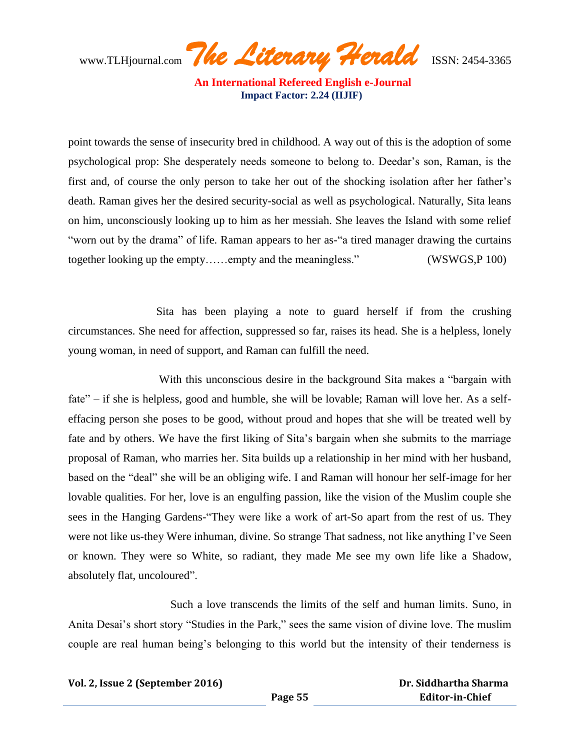point towards the sense of insecurity bred in childhood. A way out of this is the adoption of some psychological prop: She desperately needs someone to belong to. Deedar's son, Raman, is the first and, of course the only person to take her out of the shocking isolation after her father's death. Raman gives her the desired security-social as well as psychological. Naturally, Sita leans on him, unconsciously looking up to him as her messiah. She leaves the Island with some relief "worn out by the drama" of life. Raman appears to her as-"a tired manager drawing the curtains together looking up the empty……empty and the meaningless." (WSWGS,P 100)

Sita has been playing a note to guard herself if from the crushing circumstances. She need for affection, suppressed so far, raises its head. She is a helpless, lonely young woman, in need of support, and Raman can fulfill the need.

With this unconscious desire in the background Sita makes a "bargain with fate" – if she is helpless, good and humble, she will be lovable; Raman will love her. As a self-effacing person she poses to be good, without proud and hopes that she will be treated well by fate and by others. We have the first liking of Sita's bargain when she submits to the marriage proposal of Raman, who marries her. Sita builds up a relationship in her mind with her husband, based on the "deal" she will be an obliging wife. I and Raman will honour her self-image for her lovable qualities. For her, love is an engulfing passion, like the vision of the Muslim couple she sees in the Hanging Gardens-"They were like a work of art-So apart from the rest of us. They were not like us-they Were inhuman, divine. So strange That sadness, not like anything I've Seen or known. They were so White, so radiant, they made Me see my own life like a Shadow, absolutely flat, uncoloured".

Such a love transcends the limits of the self and human limits. Suno, in Anita Desai's short story "Studies in the Park," sees the same vision of divine love. The muslim couple are real human being's belonging to this world but the intensity of their tenderness is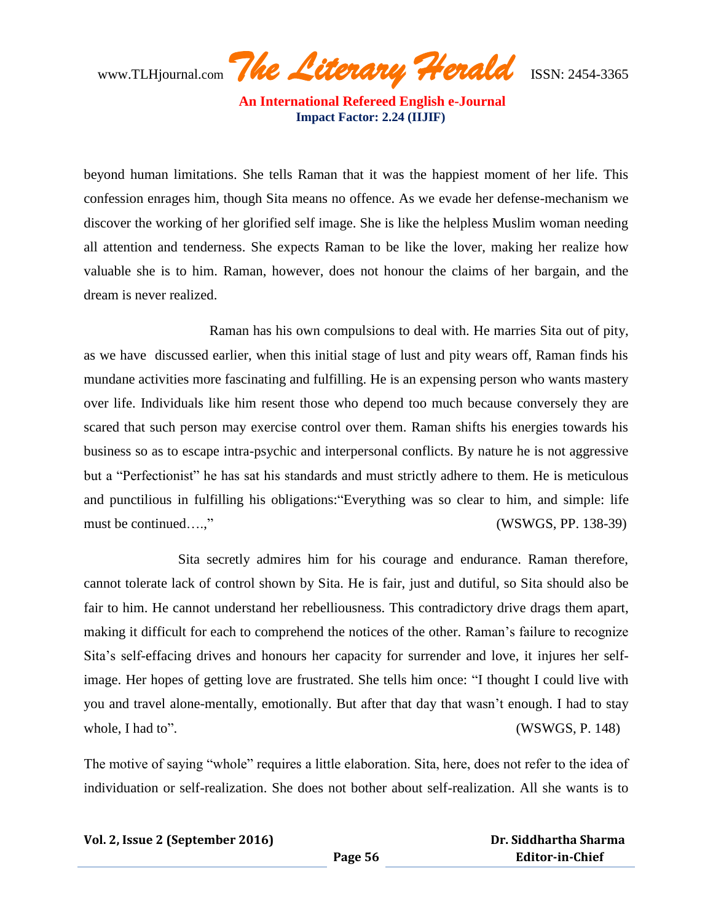beyond human limitations. She tells Raman that it was the happiest moment of her life. This confession enrages him, though Sita means no offence. As we evade her defense-mechanism we discover the working of her glorified self image. She is like the helpless Muslim woman needing all attention and tenderness. She expects Raman to be like the lover, making her realize how valuable she is to him. Raman, however, does not honour the claims of her bargain, and the dream is never realized.

Raman has his own compulsions to deal with. He marries Sita out of pity, as we have discussed earlier, when this initial stage of lust and pity wears off, Raman finds his mundane activities more fascinating and fulfilling. He is an expensing person who wants mastery over life. Individuals like him resent those who depend too much because conversely they are scared that such person may exercise control over them. Raman shifts his energies towards his business so as to escape intra-psychic and interpersonal conflicts. By nature he is not aggressive but a "Perfectionist" he has sat his standards and must strictly adhere to them. He is meticulous and punctilious in fulfilling his obligations:"Everything was so clear to him, and simple: life must be continued….," (WSWGS, PP. 138-39)

Sita secretly admires him for his courage and endurance. Raman therefore, cannot tolerate lack of control shown by Sita. He is fair, just and dutiful, so Sita should also be fair to him. He cannot understand her rebelliousness. This contradictory drive drags them apart, making it difficult for each to comprehend the notices of the other. Raman's failure to recognize Sita's self-effacing drives and honours her capacity for surrender and love, it injures her self-image. Her hopes of getting love are frustrated. She tells him once: "I thought I could live with you and travel alone-mentally, emotionally. But after that day that wasn't enough. I had to stay whole, I had to". (WSWGS, P. 148)

The motive of saying "whole" requires a little elaboration. Sita, here, does not refer to the idea of individuation or self-realization. She does not bother about self-realization. All she wants is to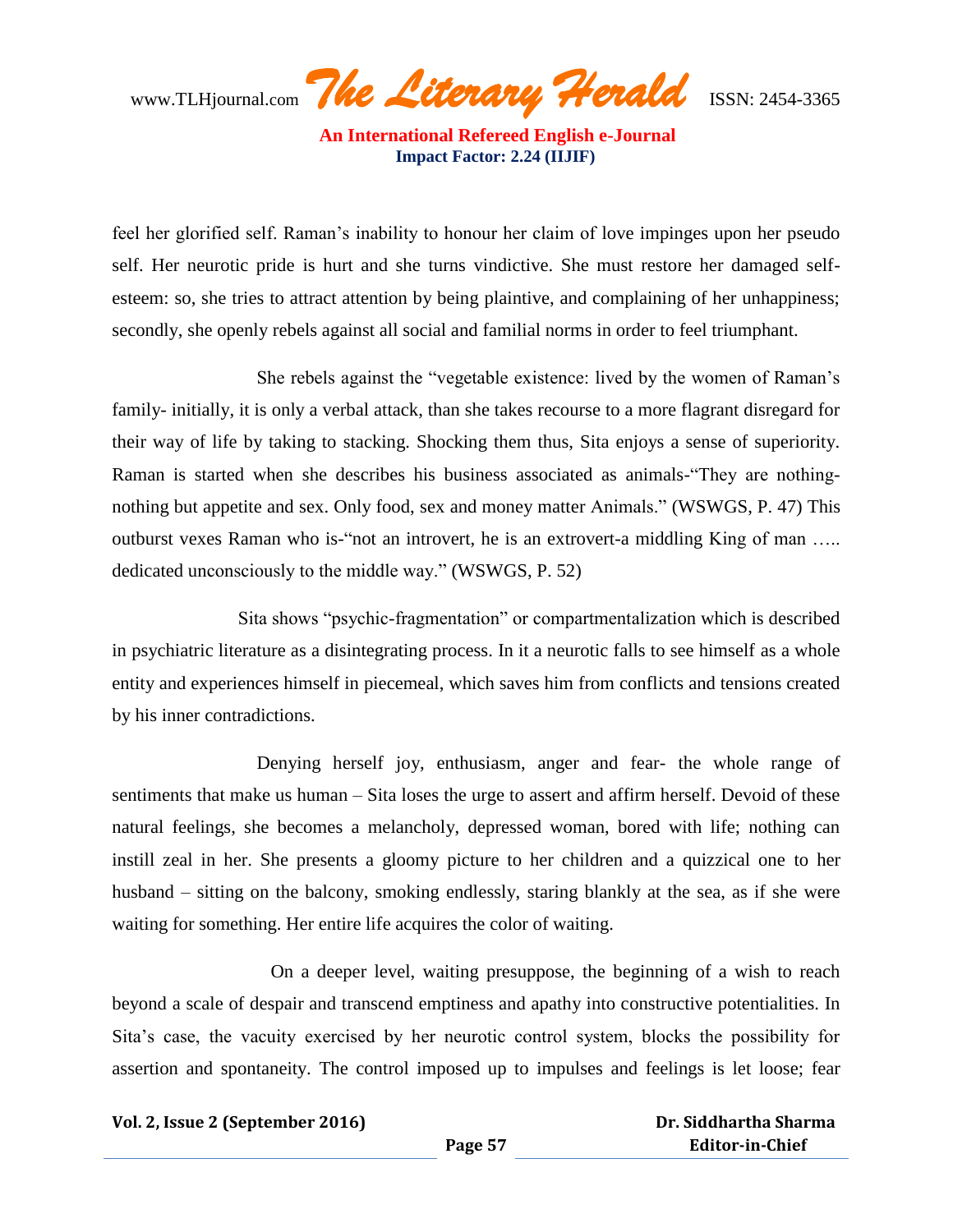feel her glorified self. Raman's inability to honour her claim of love impinges upon her pseudo self. Her neurotic pride is hurt and she turns vindictive. She must restore her damaged self-esteem: so, she tries to attract attention by being plaintive, and complaining of her unhappiness; secondly, she openly rebels against all social and familial norms in order to feel triumphant.

She rebels against the "vegetable existence: lived by the women of Raman's family- initially, it is only a verbal attack, than she takes recourse to a more flagrant disregard for their way of life by taking to stacking. Shocking them thus, Sita enjoys a sense of superiority. Raman is started when she describes his business associated as animals-"They are nothing-nothing but appetite and sex. Only food, sex and money matter Animals." (WSWGS, P. 47) This outburst vexes Raman who is-"not an introvert, he is an extrovert-a middling King of man ….. dedicated unconsciously to the middle way." (WSWGS, P. 52)

Sita shows "psychic-fragmentation" or compartmentalization which is described in psychiatric literature as a disintegrating process. In it a neurotic falls to see himself as a whole entity and experiences himself in piecemeal, which saves him from conflicts and tensions created by his inner contradictions.

Denying herself joy, enthusiasm, anger and fear- the whole range of sentiments that make us human – Sita loses the urge to assert and affirm herself. Devoid of these natural feelings, she becomes a melancholy, depressed woman, bored with life; nothing can instill zeal in her. She presents a gloomy picture to her children and a quizzical one to her husband – sitting on the balcony, smoking endlessly, staring blankly at the sea, as if she were waiting for something. Her entire life acquires the color of waiting.

On a deeper level, waiting presuppose, the beginning of a wish to reach beyond a scale of despair and transcend emptiness and apathy into constructive potentialities. In Sita's case, the vacuity exercised by her neurotic control system, blocks the possibility for assertion and spontaneity. The control imposed up to impulses and feelings is let loose; fear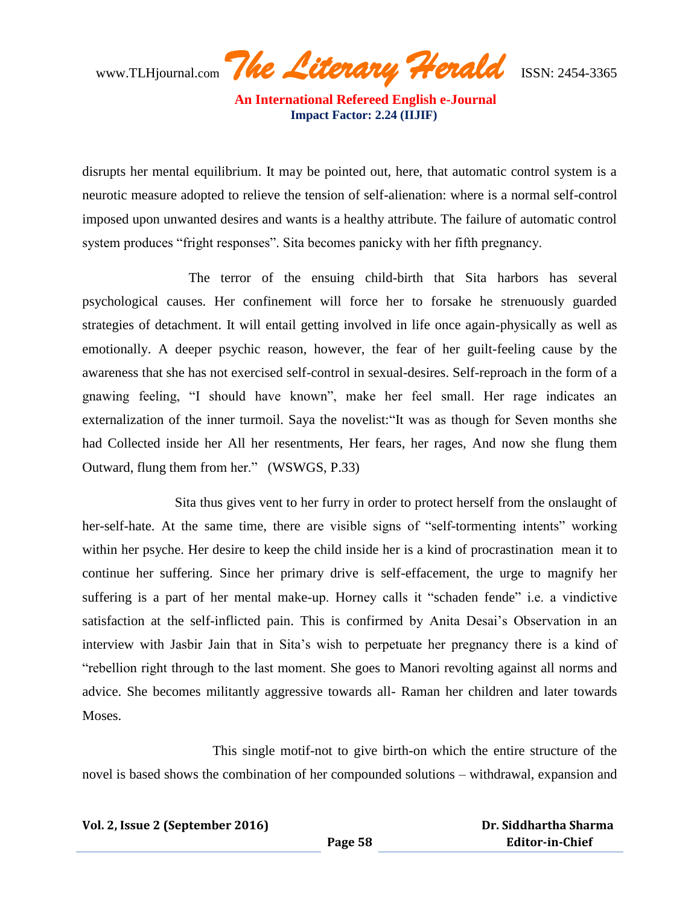disrupts her mental equilibrium. It may be pointed out, here, that automatic control system is a neurotic measure adopted to relieve the tension of self-alienation: where is a normal self-control imposed upon unwanted desires and wants is a healthy attribute. The failure of automatic control system produces "fright responses". Sita becomes panicky with her fifth pregnancy.

The terror of the ensuing child-birth that Sita harbors has several psychological causes. Her confinement will force her to forsake he strenuously guarded strategies of detachment. It will entail getting involved in life once again-physically as well as emotionally. A deeper psychic reason, however, the fear of her guilt-feeling cause by the awareness that she has not exercised self-control in sexual-desires. Self-reproach in the form of a gnawing feeling, "I should have known", make her feel small. Her rage indicates an externalization of the inner turmoil. Saya the novelist:"It was as though for Seven months she had Collected inside her All her resentments, Her fears, her rages, And now she flung them Outward, flung them from her." (WSWGS, P.33)

Sita thus gives vent to her furry in order to protect herself from the onslaught of her-self-hate. At the same time, there are visible signs of "self-tormenting intents" working within her psyche. Her desire to keep the child inside her is a kind of procrastination mean it to continue her suffering. Since her primary drive is self-effacement, the urge to magnify her suffering is a part of her mental make-up. Horney calls it "schaden fende" i.e. a vindictive satisfaction at the self-inflicted pain. This is confirmed by Anita Desai's Observation in an interview with Jasbir Jain that in Sita's wish to perpetuate her pregnancy there is a kind of "rebellion right through to the last moment. She goes to Manori revolting against all norms and advice. She becomes militantly aggressive towards all- Raman her children and later towards Moses.

This single motif-not to give birth-on which the entire structure of the novel is based shows the combination of her compounded solutions – withdrawal, expansion and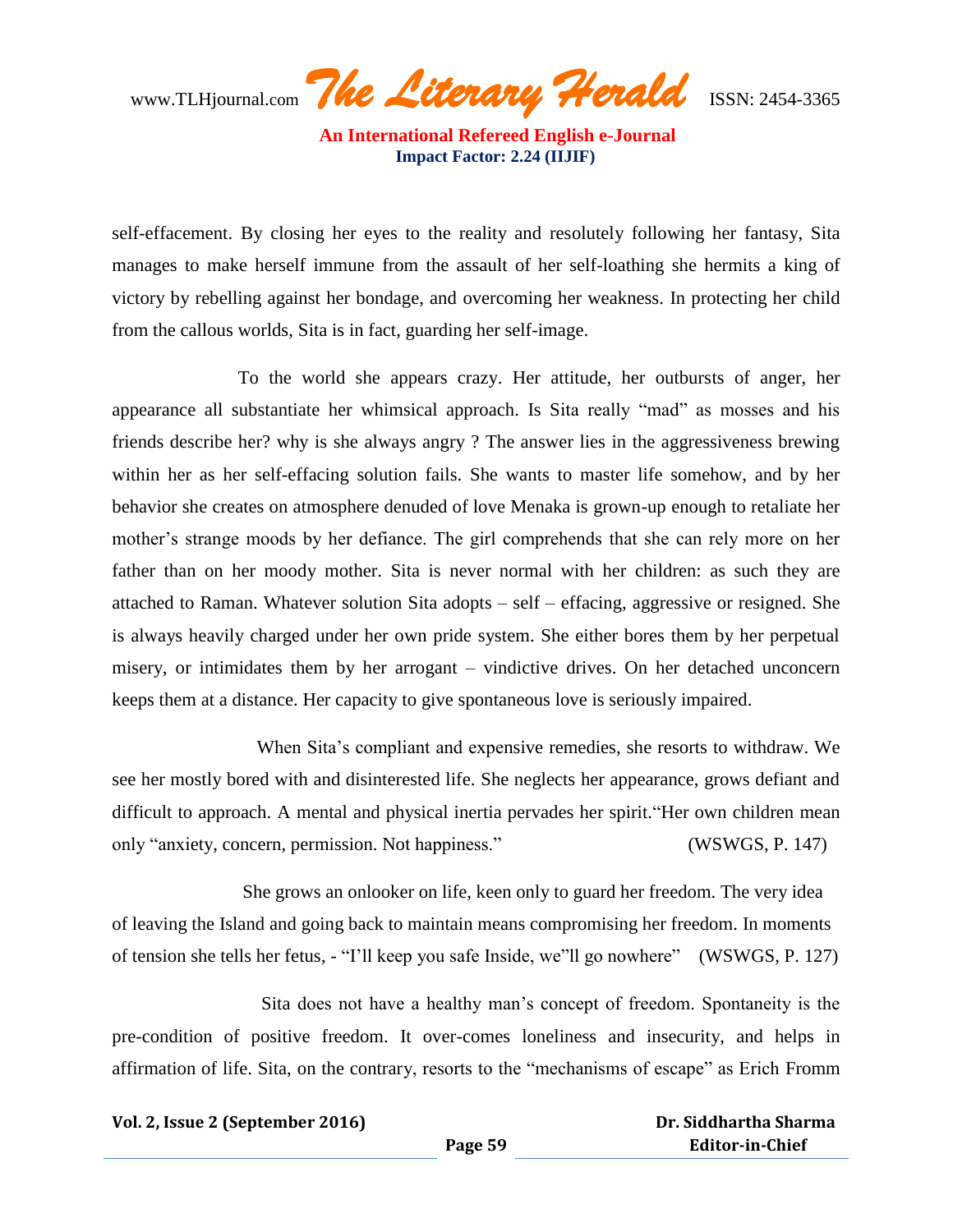self-effacement. By closing her eyes to the reality and resolutely following her fantasy, Sita manages to make herself immune from the assault of her self-loathing she hermits a king of victory by rebelling against her bondage, and overcoming her weakness. In protecting her child from the callous worlds, Sita is in fact, guarding her self-image.

To the world she appears crazy. Her attitude, her outbursts of anger, her appearance all substantiate her whimsical approach. Is Sita really "mad" as mosses and his friends describe her? why is she always angry ? The answer lies in the aggressiveness brewing within her as her self-effacing solution fails. She wants to master life somehow, and by her behavior she creates on atmosphere denuded of love Menaka is grown-up enough to retaliate her mother's strange moods by her defiance. The girl comprehends that she can rely more on her father than on her moody mother. Sita is never normal with her children: as such they are attached to Raman. Whatever solution Sita adopts – self – effacing, aggressive or resigned. She is always heavily charged under her own pride system. She either bores them by her perpetual misery, or intimidates them by her arrogant – vindictive drives. On her detached unconcern keeps them at a distance. Her capacity to give spontaneous love is seriously impaired.

When Sita's compliant and expensive remedies, she resorts to withdraw. We see her mostly bored with and disinterested life. She neglects her appearance, grows defiant and difficult to approach. A mental and physical inertia pervades her spirit."Her own children mean only "anxiety, concern, permission. Not happiness." (WSWGS, P. 147)

She grows an onlooker on life, keen only to guard her freedom. The very idea of leaving the Island and going back to maintain means compromising her freedom. In moments of tension she tells her fetus, - "I'll keep you safe Inside, we"ll go nowhere" (WSWGS, P. 127)

Sita does not have a healthy man's concept of freedom. Spontaneity is the pre-condition of positive freedom. It over-comes loneliness and insecurity, and helps in affirmation of life. Sita, on the contrary, resorts to the "mechanisms of escape" as Erich Fromm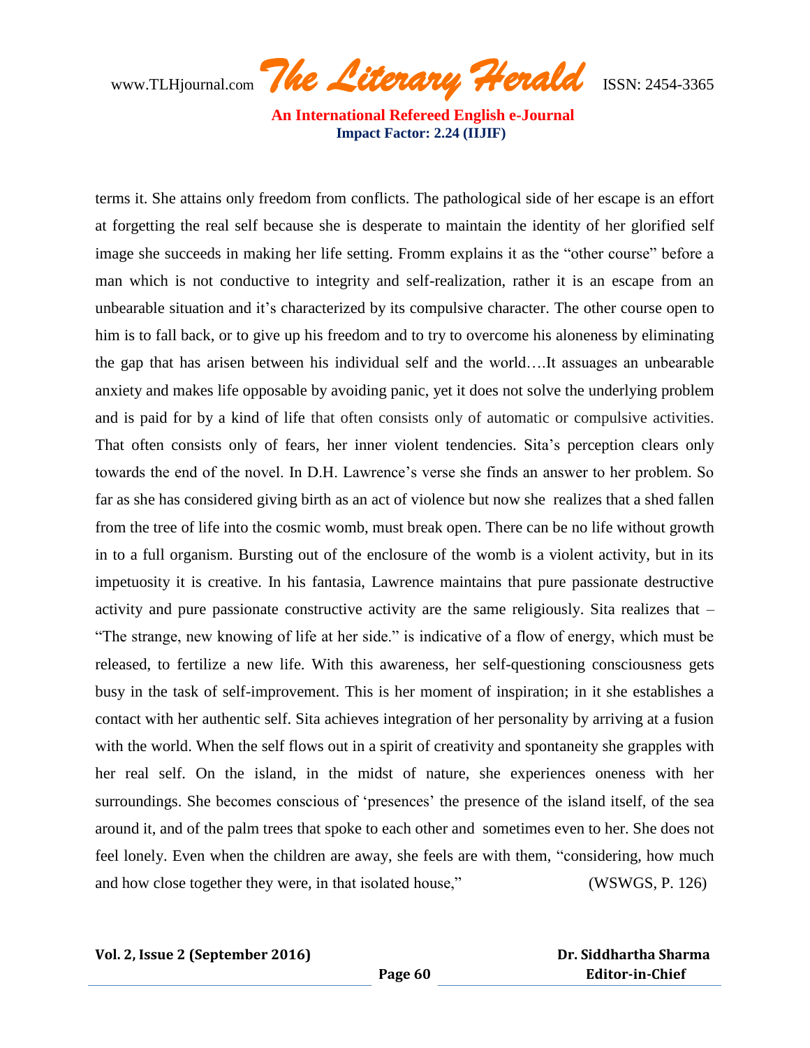terms it. She attains only freedom from conflicts. The pathological side of her escape is an effort at forgetting the real self because she is desperate to maintain the identity of her glorified self image she succeeds in making her life setting. Fromm explains it as the "other course" before a man which is not conductive to integrity and self-realization, rather it is an escape from an unbearable situation and it's characterized by its compulsive character. The other course open to him is to fall back, or to give up his freedom and to try to overcome his aloneness by eliminating the gap that has arisen between his individual self and the world….It assuages an unbearable anxiety and makes life opposable by avoiding panic, yet it does not solve the underlying problem and is paid for by a kind of life that often consists only of automatic or compulsive activities. That often consists only of fears, her inner violent tendencies. Sita's perception clears only towards the end of the novel. In D.H. Lawrence's verse she finds an answer to her problem. So far as she has considered giving birth as an act of violence but now she realizes that a shed fallen from the tree of life into the cosmic womb, must break open. There can be no life without growth in to a full organism. Bursting out of the enclosure of the womb is a violent activity, but in its impetuosity it is creative. In his fantasia, Lawrence maintains that pure passionate destructive activity and pure passionate constructive activity are the same religiously. Sita realizes that – "The strange, new knowing of life at her side." is indicative of a flow of energy, which must be released, to fertilize a new life. With this awareness, her self-questioning consciousness gets busy in the task of self-improvement. This is her moment of inspiration; in it she establishes a contact with her authentic self. Sita achieves integration of her personality by arriving at a fusion with the world. When the self flows out in a spirit of creativity and spontaneity she grapples with her real self. On the island, in the midst of nature, she experiences oneness with her surroundings. She becomes conscious of 'presences' the presence of the island itself, of the sea around it, and of the palm trees that spoke to each other and sometimes even to her. She does not feel lonely. Even when the children are away, she feels are with them, "considering, how much and how close together they were, in that isolated house," (WSWGS, P. 126)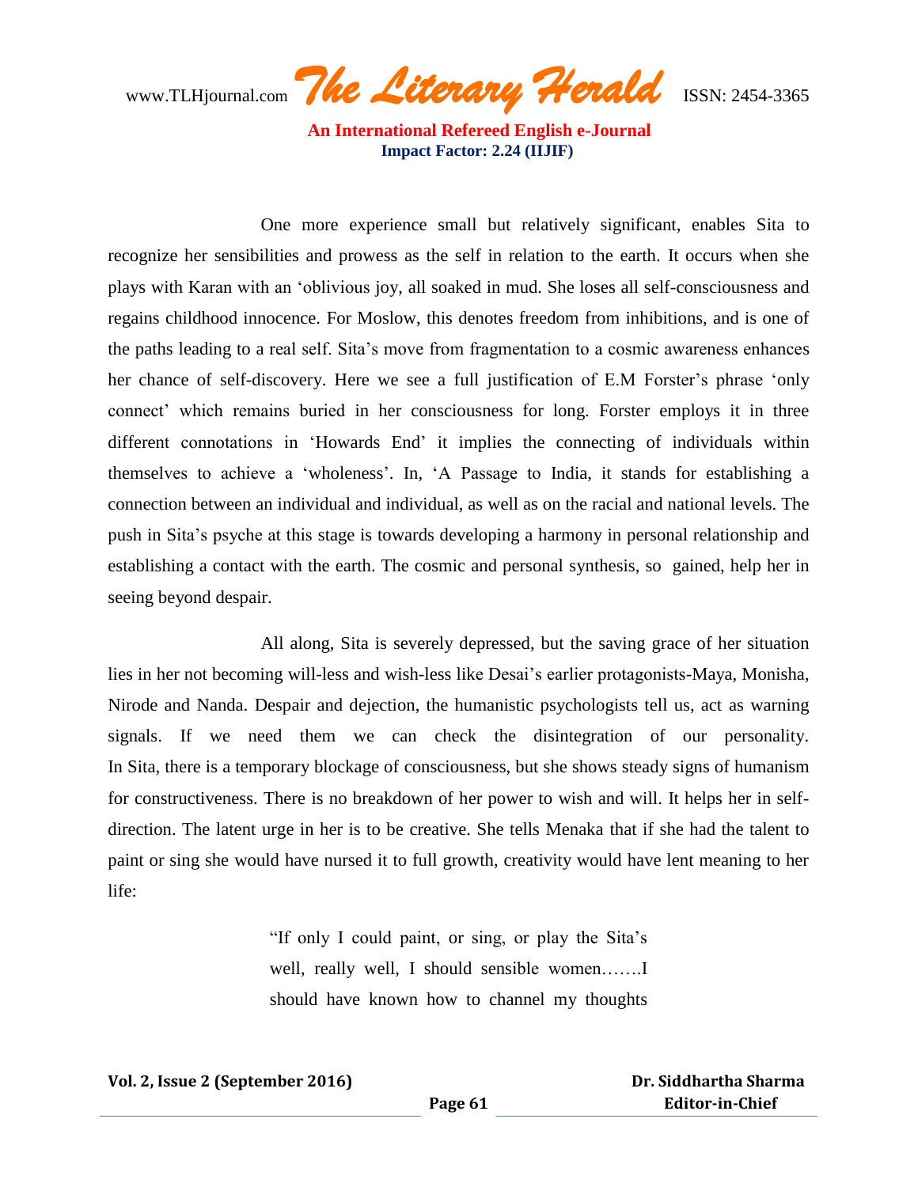One more experience small but relatively significant, enables Sita to recognize her sensibilities and prowess as the self in relation to the earth. It occurs when she plays with Karan with an 'oblivious joy, all soaked in mud. She loses all self-consciousness and regains childhood innocence. For Moslow, this denotes freedom from inhibitions, and is one of the paths leading to a real self. Sita's move from fragmentation to a cosmic awareness enhances her chance of self-discovery. Here we see a full justification of E.M Forster's phrase 'only connect' which remains buried in her consciousness for long. Forster employs it in three different connotations in 'Howards End' it implies the connecting of individuals within themselves to achieve a 'wholeness'. In, 'A Passage to India, it stands for establishing a connection between an individual and individual, as well as on the racial and national levels. The push in Sita's psyche at this stage is towards developing a harmony in personal relationship and establishing a contact with the earth. The cosmic and personal synthesis, so gained, help her in seeing beyond despair.

All along, Sita is severely depressed, but the saving grace of her situation lies in her not becoming will-less and wish-less like Desai's earlier protagonists-Maya, Monisha, Nirode and Nanda. Despair and dejection, the humanistic psychologists tell us, act as warning signals. If we need them we can check the disintegration of our personality. In Sita, there is a temporary blockage of consciousness, but she shows steady signs of humanism for constructiveness. There is no breakdown of her power to wish and will. It helps her in self-direction. The latent urge in her is to be creative. She tells Menaka that if she had the talent to paint or sing she would have nursed it to full growth, creativity would have lent meaning to her life:

> "If only I could paint, or sing, or play the Sita's well, really well, I should sensible women…….I should have known how to channel my thoughts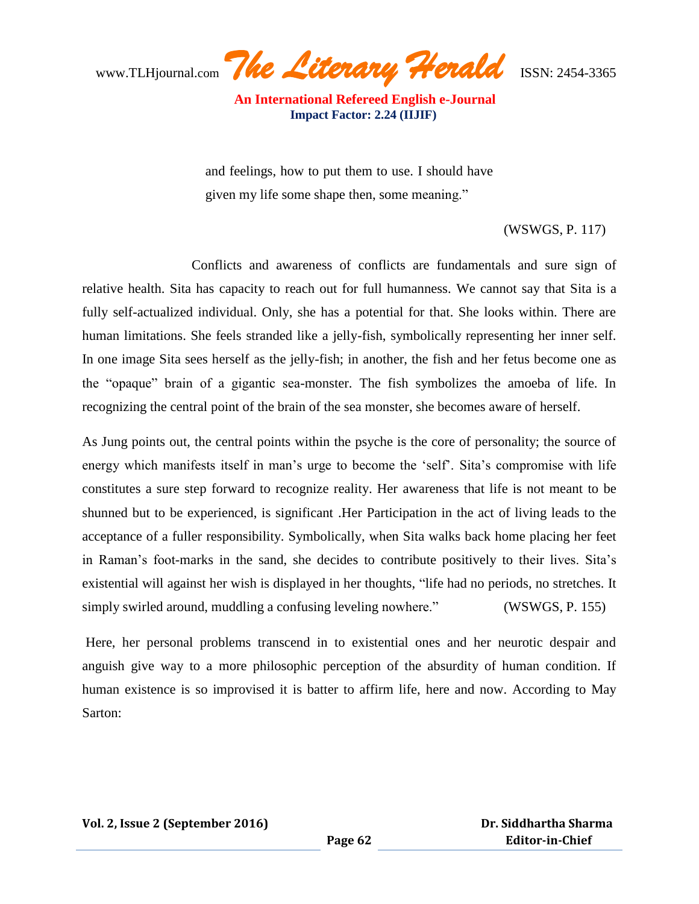> and feelings, how to put them to use. I should have given my life some shape then, some meaning."
>
> (WSWGS, P. 117)

Conflicts and awareness of conflicts are fundamentals and sure sign of relative health. Sita has capacity to reach out for full humanness. We cannot say that Sita is a fully self-actualized individual. Only, she has a potential for that. She looks within. There are human limitations. She feels stranded like a jelly-fish, symbolically representing her inner self. In one image Sita sees herself as the jelly-fish; in another, the fish and her fetus become one as the "opaque" brain of a gigantic sea-monster. The fish symbolizes the amoeba of life. In recognizing the central point of the brain of the sea monster, she becomes aware of herself.

As Jung points out, the central points within the psyche is the core of personality; the source of energy which manifests itself in man's urge to become the 'self'. Sita's compromise with life constitutes a sure step forward to recognize reality. Her awareness that life is not meant to be shunned but to be experienced, is significant .Her Participation in the act of living leads to the acceptance of a fuller responsibility. Symbolically, when Sita walks back home placing her feet in Raman's foot-marks in the sand, she decides to contribute positively to their lives. Sita's existential will against her wish is displayed in her thoughts, "life had no periods, no stretches. It simply swirled around, muddling a confusing leveling nowhere." (WSWGS, P. 155)

Here, her personal problems transcend in to existential ones and her neurotic despair and anguish give way to a more philosophic perception of the absurdity of human condition. If human existence is so improvised it is batter to affirm life, here and now. According to May Sarton: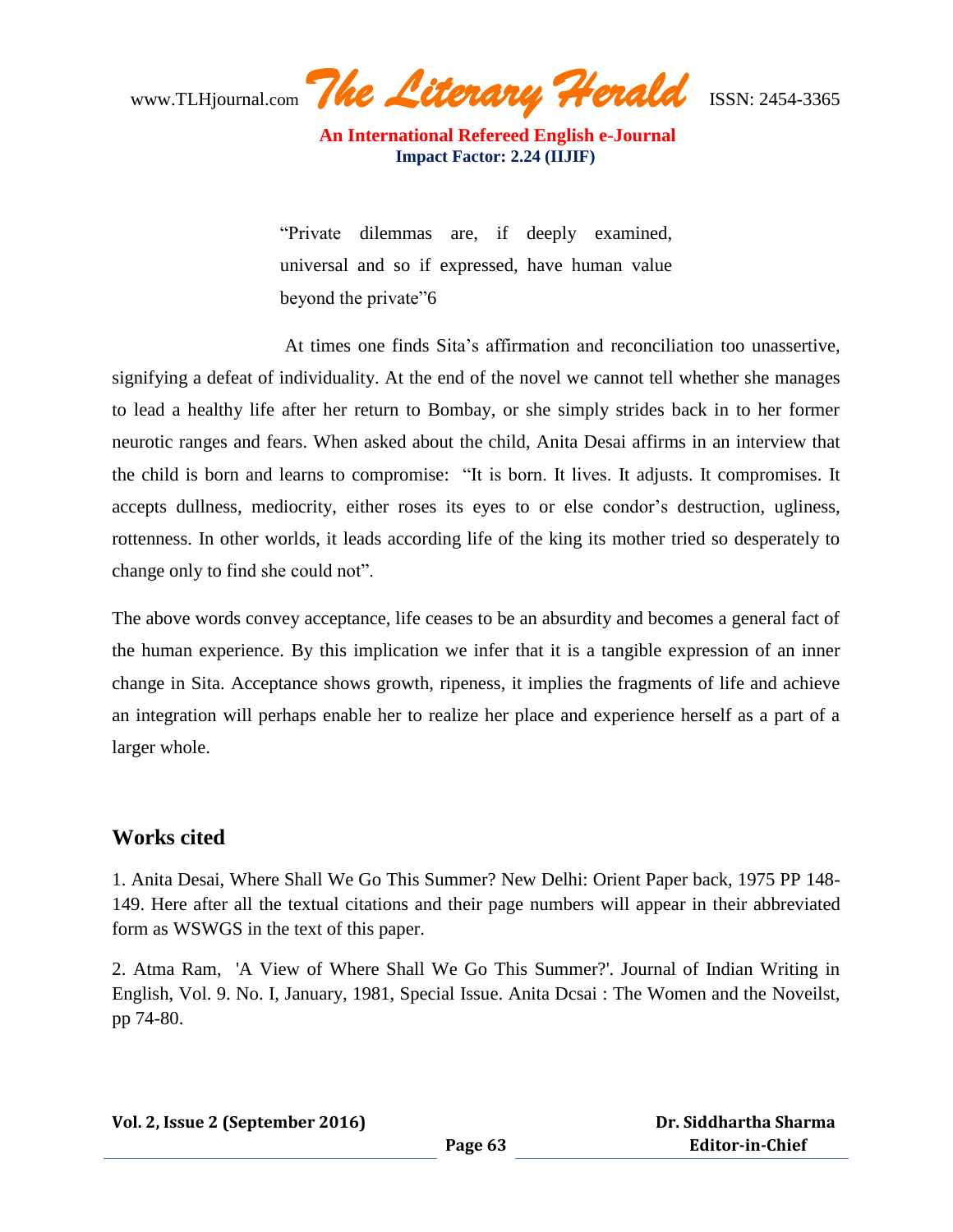> "Private dilemmas are, if deeply examined, universal and so if expressed, have human value beyond the private"6

At times one finds Sita's affirmation and reconciliation too unassertive, signifying a defeat of individuality. At the end of the novel we cannot tell whether she manages to lead a healthy life after her return to Bombay, or she simply strides back in to her former neurotic ranges and fears. When asked about the child, Anita Desai affirms in an interview that the child is born and learns to compromise: "It is born. It lives. It adjusts. It compromises. It accepts dullness, mediocrity, either roses its eyes to or else condor's destruction, ugliness, rottenness. In other worlds, it leads according life of the king its mother tried so desperately to change only to find she could not".

The above words convey acceptance, life ceases to be an absurdity and becomes a general fact of the human experience. By this implication we infer that it is a tangible expression of an inner change in Sita. Acceptance shows growth, ripeness, it implies the fragments of life and achieve an integration will perhaps enable her to realize her place and experience herself as a part of a larger whole.

## Works cited

1. Anita Desai, Where Shall We Go This Summer? New Delhi: Orient Paper back, 1975 PP 148-149. Here after all the textual citations and their page numbers will appear in their abbreviated form as WSWGS in the text of this paper.

2. Atma Ram, 'A View of Where Shall We Go This Summer?'. Journal of Indian Writing in English, Vol. 9. No. I, January, 1981, Special Issue. Anita Dcsai : The Women and the Noveilst, pp 74-80.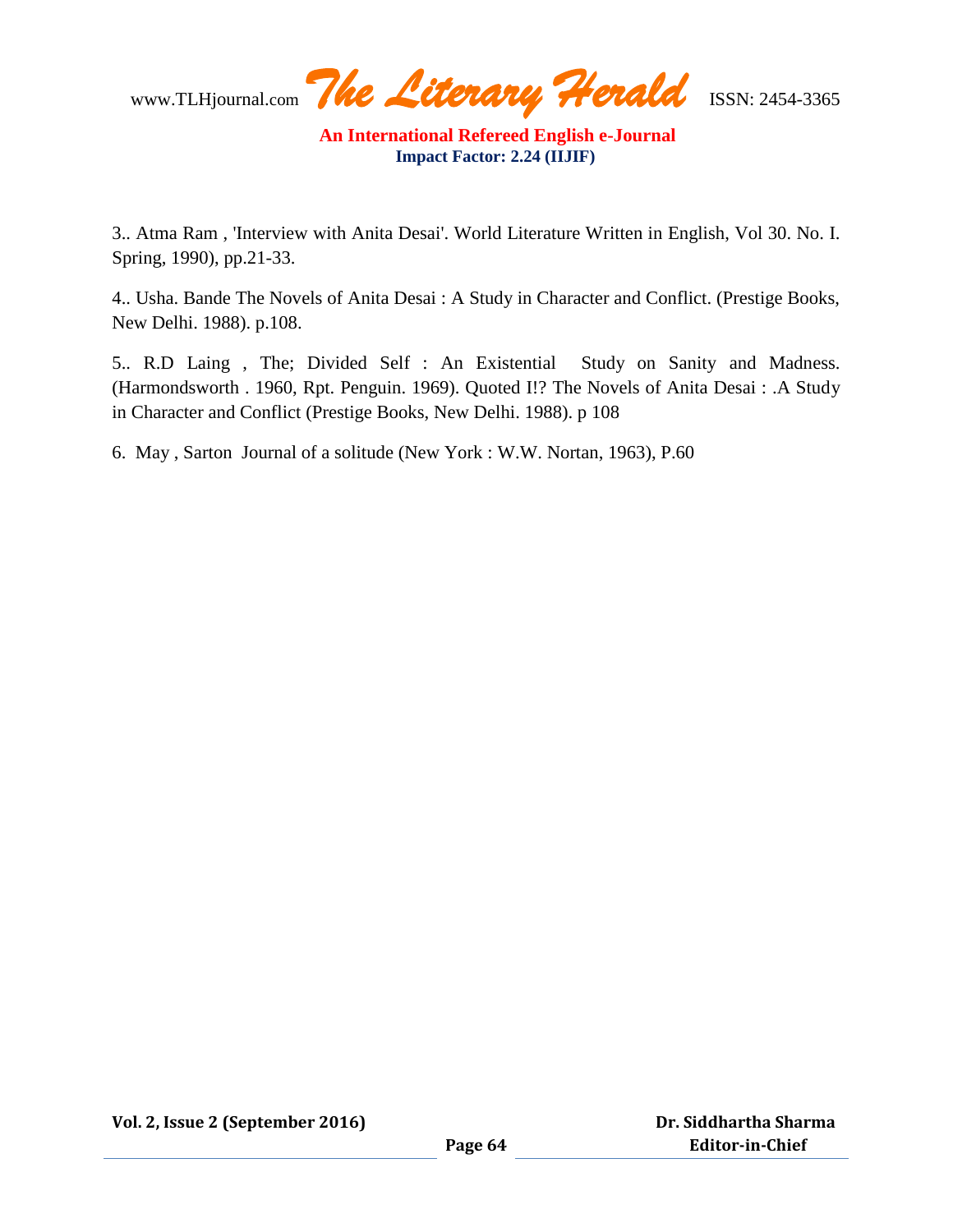3.. Atma Ram , 'Interview with Anita Desai'. World Literature Written in English, Vol 30. No. I. Spring, 1990), pp.21-33.

4.. Usha. Bande The Novels of Anita Desai : A Study in Character and Conflict. (Prestige Books, New Delhi. 1988). p.108.

5.. R.D Laing , The; Divided Self : An Existential Study on Sanity and Madness. (Harmondsworth . 1960, Rpt. Penguin. 1969). Quoted I!? The Novels of Anita Desai : .A Study in Character and Conflict (Prestige Books, New Delhi. 1988). p 108

6. May , Sarton Journal of a solitude (New York : W.W. Nortan, 1963), P.60